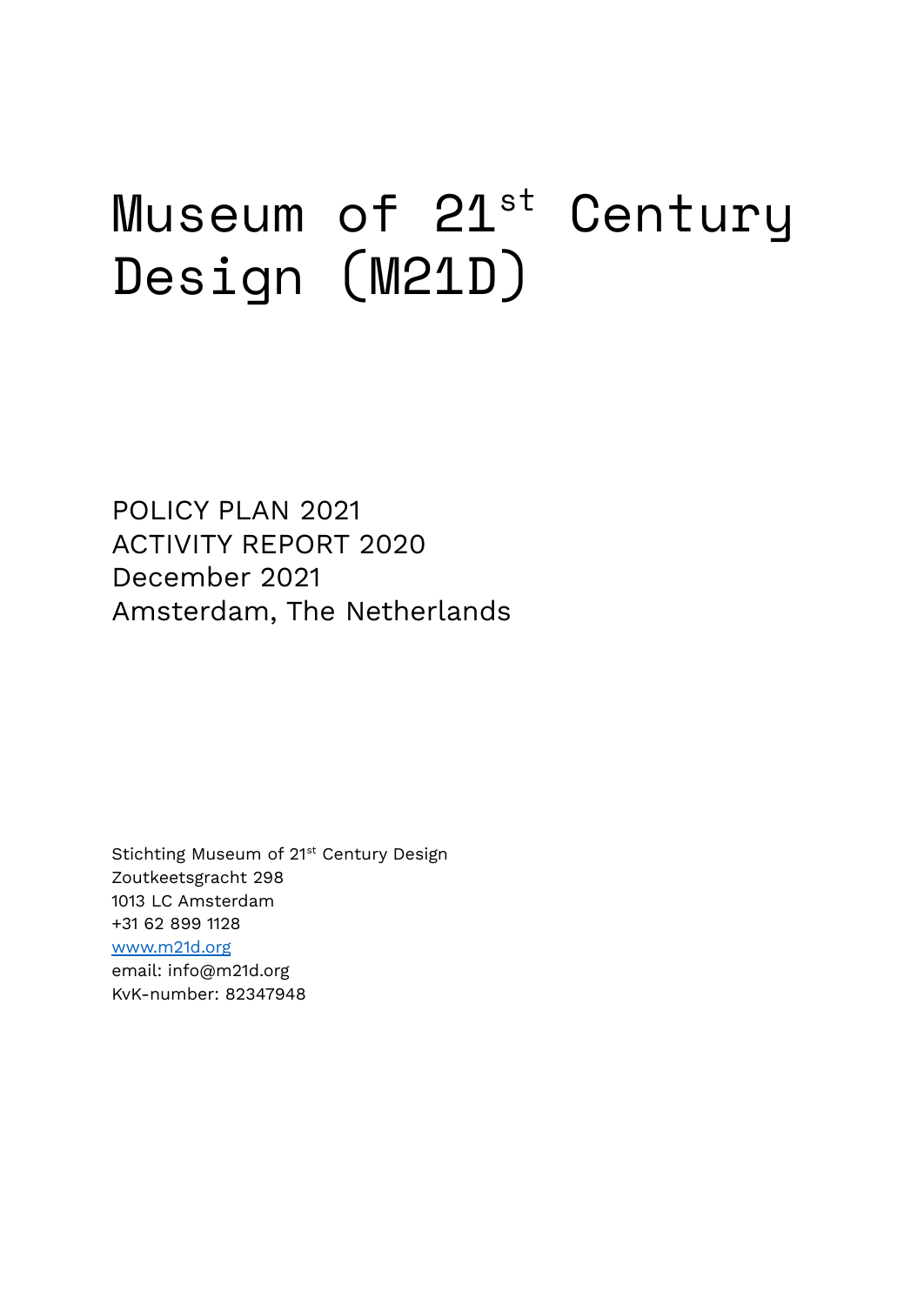# Museum of 21st Century Design (M21D)

POLICY PLAN 2021
ACTIVITY REPORT 2020
December 2021
Amsterdam, The Netherlands

Stichting Museum of 21st Century Design
Zoutkeetsgracht 298
1013 LC Amsterdam
+31 62 899 1128
[www.m21d.org](http://www.m21d.org)
email: info@m21d.org
KvK-number: 82347948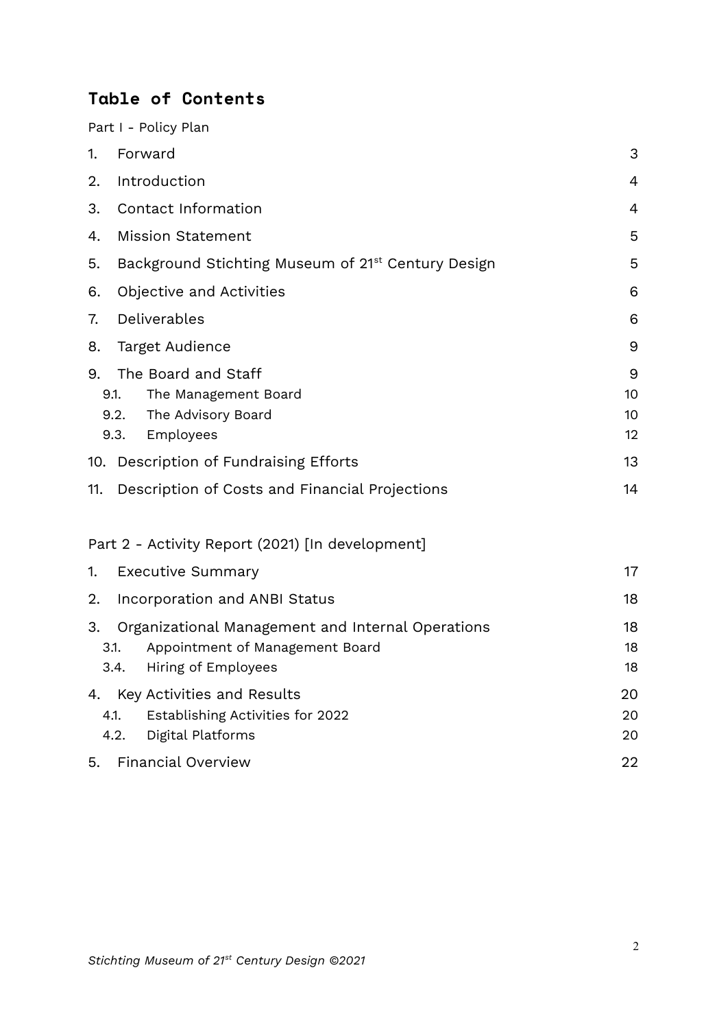# Table of Contents

Part I - Policy Plan

| | | |
|---|---|---|
| 1. | Forward | 3 |
| 2. | Introduction | 4 |
| 3. | Contact Information | 4 |
| 4. | Mission Statement | 5 |
| 5. | Background Stichting Museum of 21st Century Design | 5 |
| 6. | Objective and Activities | 6 |
| 7. | Deliverables | 6 |
| 8. | Target Audience | 9 |
| 9. | The Board and Staff | 9 |
| 9.1. | The Management Board | 10 |
| 9.2. | The Advisory Board | 10 |
| 9.3. | Employees | 12 |
| 10. | Description of Fundraising Efforts | 13 |
| 11. | Description of Costs and Financial Projections | 14 |

Part 2 - Activity Report (2021) [In development]

| | | |
|---|---|---|
| 1. | Executive Summary | 17 |
| 2. | Incorporation and ANBI Status | 18 |
| 3. | Organizational Management and Internal Operations | 18 |
| 3.1. | Appointment of Management Board | 18 |
| 3.4. | Hiring of Employees | 18 |
| 4. | Key Activities and Results | 20 |
| 4.1. | Establishing Activities for 2022 | 20 |
| 4.2. | Digital Platforms | 20 |
| 5. | Financial Overview | 22 |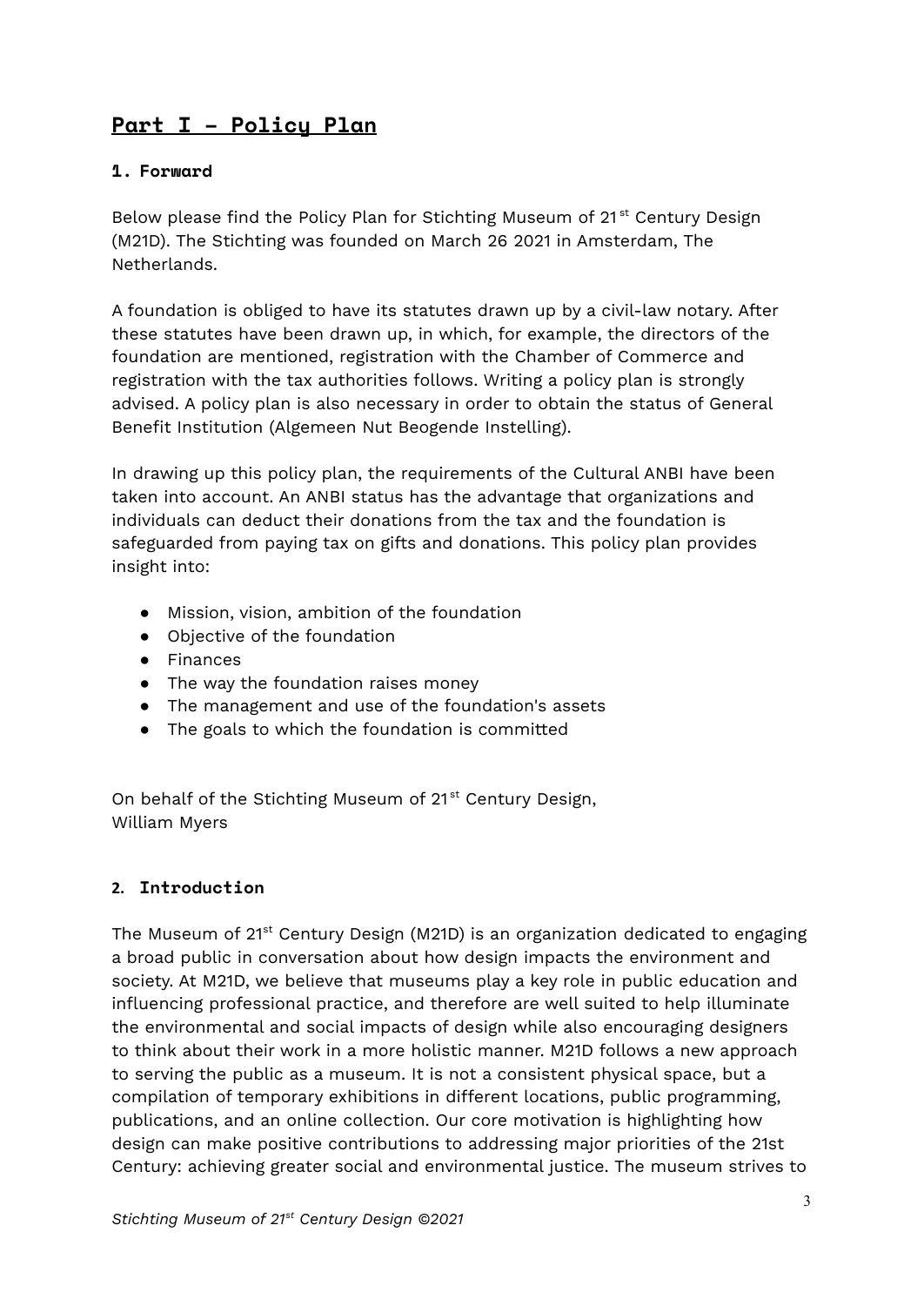# Part I - Policy Plan

## 1. Forward

Below please find the Policy Plan for Stichting Museum of 21st Century Design (M21D). The Stichting was founded on March 26 2021 in Amsterdam, The Netherlands.

A foundation is obliged to have its statutes drawn up by a civil-law notary. After these statutes have been drawn up, in which, for example, the directors of the foundation are mentioned, registration with the Chamber of Commerce and registration with the tax authorities follows. Writing a policy plan is strongly advised. A policy plan is also necessary in order to obtain the status of General Benefit Institution (Algemeen Nut Beogende Instelling).

In drawing up this policy plan, the requirements of the Cultural ANBI have been taken into account. An ANBI status has the advantage that organizations and individuals can deduct their donations from the tax and the foundation is safeguarded from paying tax on gifts and donations. This policy plan provides insight into:

- Mission, vision, ambition of the foundation
- Objective of the foundation
- Finances
- The way the foundation raises money
- The management and use of the foundation's assets
- The goals to which the foundation is committed

On behalf of the Stichting Museum of 21st Century Design,
William Myers

## 2. Introduction

The Museum of 21st Century Design (M21D) is an organization dedicated to engaging a broad public in conversation about how design impacts the environment and society. At M21D, we believe that museums play a key role in public education and influencing professional practice, and therefore are well suited to help illuminate the environmental and social impacts of design while also encouraging designers to think about their work in a more holistic manner. M21D follows a new approach to serving the public as a museum. It is not a consistent physical space, but a compilation of temporary exhibitions in different locations, public programming, publications, and an online collection. Our core motivation is highlighting how design can make positive contributions to addressing major priorities of the 21st Century: achieving greater social and environmental justice. The museum strives to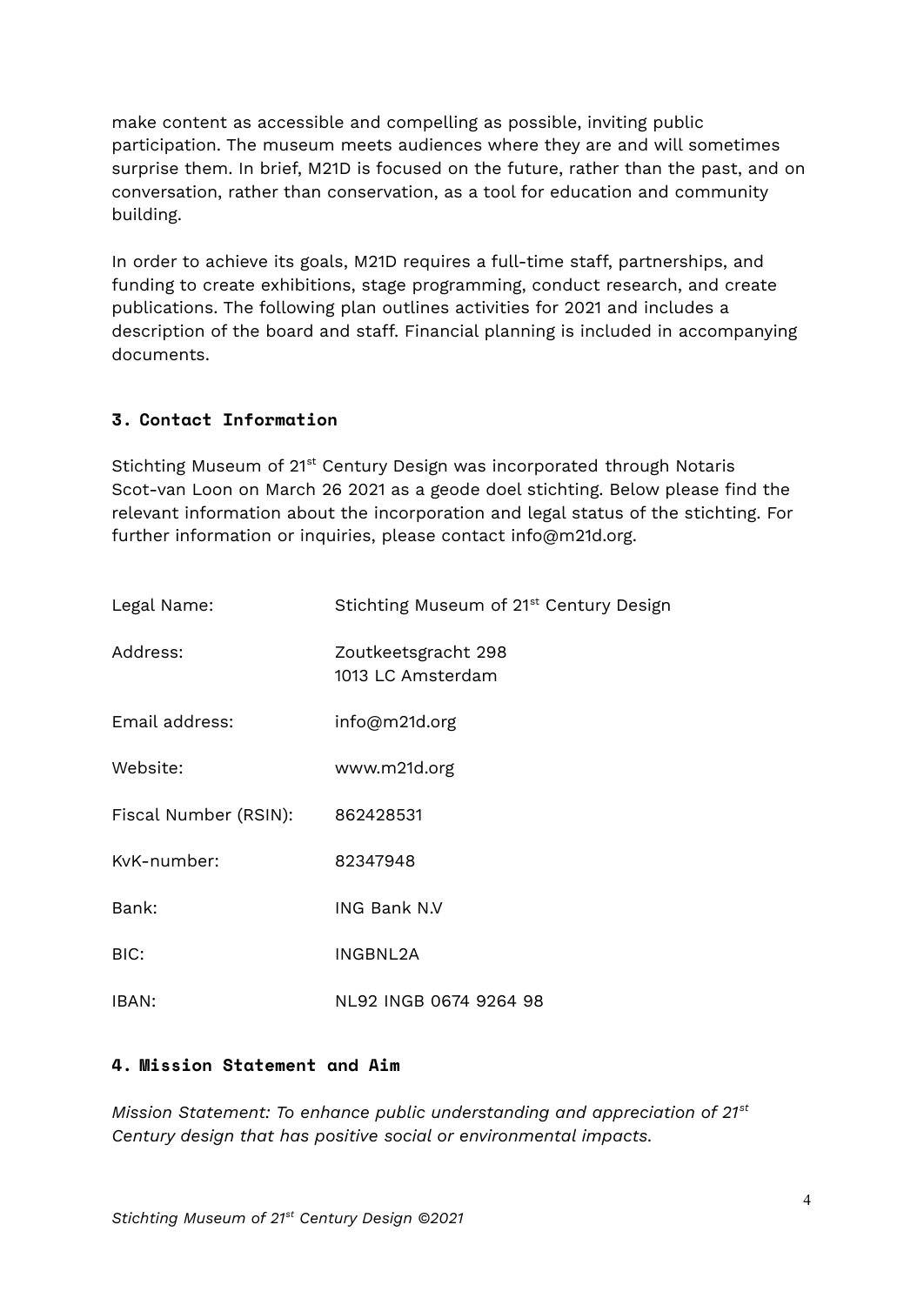make content as accessible and compelling as possible, inviting public participation. The museum meets audiences where they are and will sometimes surprise them. In brief, M21D is focused on the future, rather than the past, and on conversation, rather than conservation, as a tool for education and community building.

In order to achieve its goals, M21D requires a full-time staff, partnerships, and funding to create exhibitions, stage programming, conduct research, and create publications. The following plan outlines activities for 2021 and includes a description of the board and staff. Financial planning is included in accompanying documents.

## 3. Contact Information

Stichting Museum of 21st Century Design was incorporated through Notaris Scot-van Loon on March 26 2021 as a geode doel stichting. Below please find the relevant information about the incorporation and legal status of the stichting. For further information or inquiries, please contact info@m21d.org.

| | |
|---|---|
| Legal Name: | Stichting Museum of 21st Century Design |
| Address: | Zoutkeetsgracht 298<br>1013 LC Amsterdam |
| Email address: | info@m21d.org |
| Website: | www.m21d.org |
| Fiscal Number (RSIN): | 862428531 |
| KvK-number: | 82347948 |
| Bank: | ING Bank N.V |
| BIC: | INGBNL2A |
| IBAN: | NL92 INGB 0674 9264 98 |

## 4. Mission Statement and Aim

*Mission Statement: To enhance public understanding and appreciation of 21st Century design that has positive social or environmental impacts.*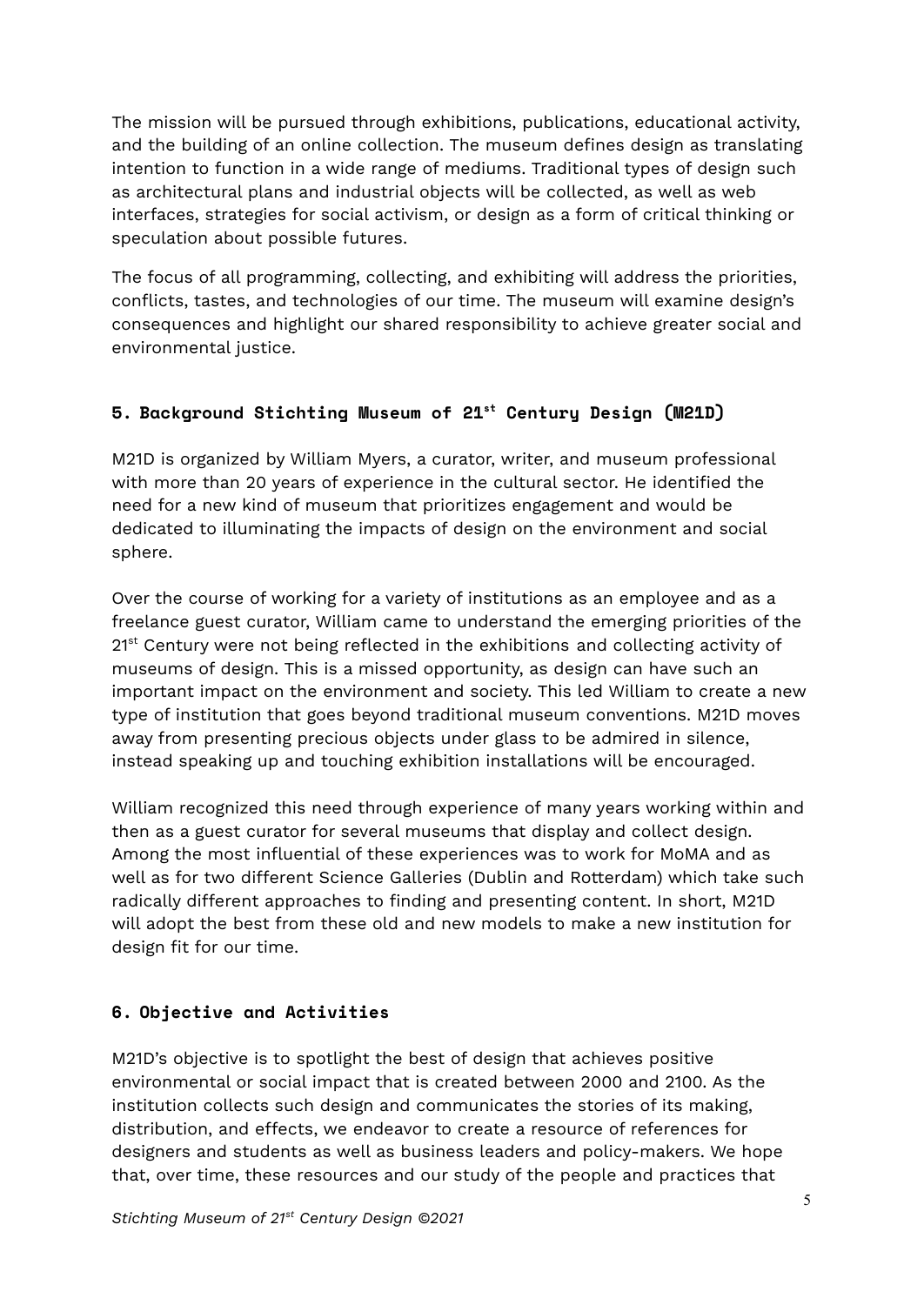The mission will be pursued through exhibitions, publications, educational activity, and the building of an online collection. The museum defines design as translating intention to function in a wide range of mediums. Traditional types of design such as architectural plans and industrial objects will be collected, as well as web interfaces, strategies for social activism, or design as a form of critical thinking or speculation about possible futures.

The focus of all programming, collecting, and exhibiting will address the priorities, conflicts, tastes, and technologies of our time. The museum will examine design's consequences and highlight our shared responsibility to achieve greater social and environmental justice.

## 5. Background Stichting Museum of 21st Century Design (M21D)

M21D is organized by William Myers, a curator, writer, and museum professional with more than 20 years of experience in the cultural sector. He identified the need for a new kind of museum that prioritizes engagement and would be dedicated to illuminating the impacts of design on the environment and social sphere.

Over the course of working for a variety of institutions as an employee and as a freelance guest curator, William came to understand the emerging priorities of the 21st Century were not being reflected in the exhibitions and collecting activity of museums of design. This is a missed opportunity, as design can have such an important impact on the environment and society. This led William to create a new type of institution that goes beyond traditional museum conventions. M21D moves away from presenting precious objects under glass to be admired in silence, instead speaking up and touching exhibition installations will be encouraged.

William recognized this need through experience of many years working within and then as a guest curator for several museums that display and collect design. Among the most influential of these experiences was to work for MoMA and as well as for two different Science Galleries (Dublin and Rotterdam) which take such radically different approaches to finding and presenting content. In short, M21D will adopt the best from these old and new models to make a new institution for design fit for our time.

## 6. Objective and Activities

M21D's objective is to spotlight the best of design that achieves positive environmental or social impact that is created between 2000 and 2100. As the institution collects such design and communicates the stories of its making, distribution, and effects, we endeavor to create a resource of references for designers and students as well as business leaders and policy-makers. We hope that, over time, these resources and our study of the people and practices that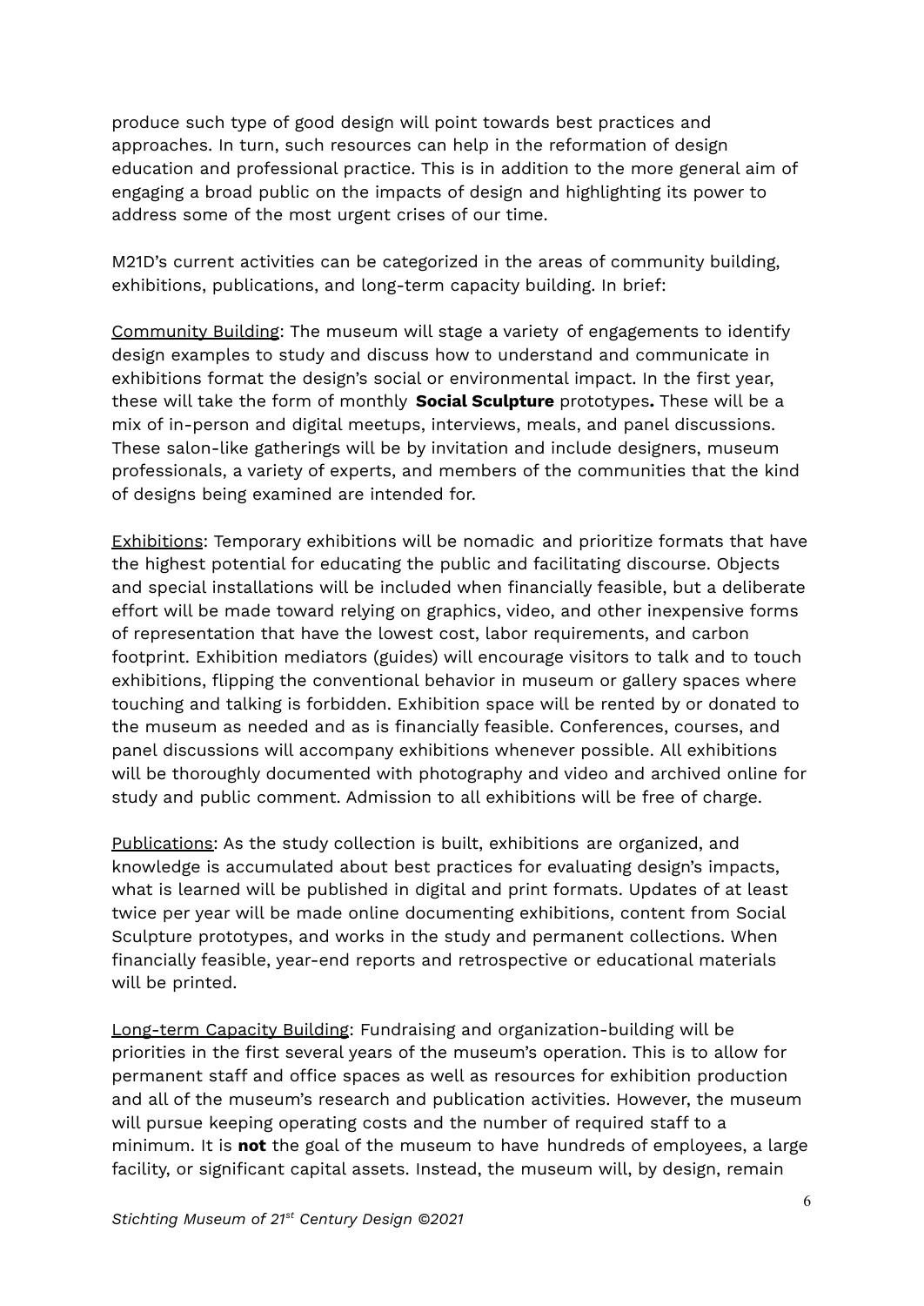produce such type of good design will point towards best practices and approaches. In turn, such resources can help in the reformation of design education and professional practice. This is in addition to the more general aim of engaging a broad public on the impacts of design and highlighting its power to address some of the most urgent crises of our time.

M21D's current activities can be categorized in the areas of community building, exhibitions, publications, and long-term capacity building. In brief:

Community Building: The museum will stage a variety of engagements to identify design examples to study and discuss how to understand and communicate in exhibitions format the design's social or environmental impact. In the first year, these will take the form of monthly **Social Sculpture** prototypes**.** These will be a mix of in-person and digital meetups, interviews, meals, and panel discussions. These salon-like gatherings will be by invitation and include designers, museum professionals, a variety of experts, and members of the communities that the kind of designs being examined are intended for.

Exhibitions: Temporary exhibitions will be nomadic and prioritize formats that have the highest potential for educating the public and facilitating discourse. Objects and special installations will be included when financially feasible, but a deliberate effort will be made toward relying on graphics, video, and other inexpensive forms of representation that have the lowest cost, labor requirements, and carbon footprint. Exhibition mediators (guides) will encourage visitors to talk and to touch exhibitions, flipping the conventional behavior in museum or gallery spaces where touching and talking is forbidden. Exhibition space will be rented by or donated to the museum as needed and as is financially feasible. Conferences, courses, and panel discussions will accompany exhibitions whenever possible. All exhibitions will be thoroughly documented with photography and video and archived online for study and public comment. Admission to all exhibitions will be free of charge.

Publications: As the study collection is built, exhibitions are organized, and knowledge is accumulated about best practices for evaluating design's impacts, what is learned will be published in digital and print formats. Updates of at least twice per year will be made online documenting exhibitions, content from Social Sculpture prototypes, and works in the study and permanent collections. When financially feasible, year-end reports and retrospective or educational materials will be printed.

Long-term Capacity Building: Fundraising and organization-building will be priorities in the first several years of the museum's operation. This is to allow for permanent staff and office spaces as well as resources for exhibition production and all of the museum's research and publication activities. However, the museum will pursue keeping operating costs and the number of required staff to a minimum. It is **not** the goal of the museum to have hundreds of employees, a large facility, or significant capital assets. Instead, the museum will, by design, remain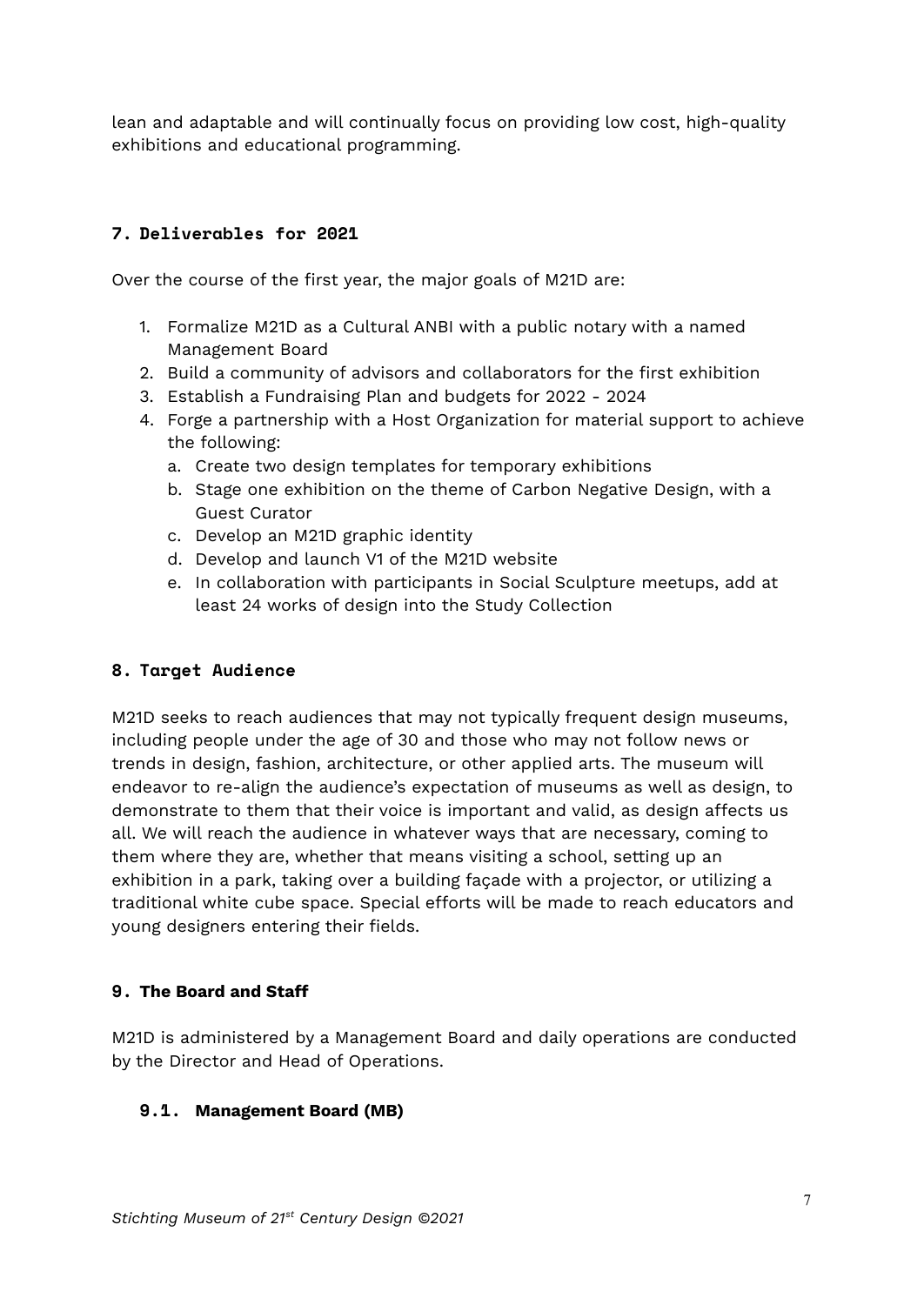lean and adaptable and will continually focus on providing low cost, high-quality exhibitions and educational programming.

## 7. Deliverables for 2021

Over the course of the first year, the major goals of M21D are:

1. Formalize M21D as a Cultural ANBI with a public notary with a named Management Board
2. Build a community of advisors and collaborators for the first exhibition
3. Establish a Fundraising Plan and budgets for 2022 - 2024
4. Forge a partnership with a Host Organization for material support to achieve the following:
   a. Create two design templates for temporary exhibitions
   b. Stage one exhibition on the theme of Carbon Negative Design, with a Guest Curator
   c. Develop an M21D graphic identity
   d. Develop and launch V1 of the M21D website
   e. In collaboration with participants in Social Sculpture meetups, add at least 24 works of design into the Study Collection

## 8. Target Audience

M21D seeks to reach audiences that may not typically frequent design museums, including people under the age of 30 and those who may not follow news or trends in design, fashion, architecture, or other applied arts. The museum will endeavor to re-align the audience's expectation of museums as well as design, to demonstrate to them that their voice is important and valid, as design affects us all. We will reach the audience in whatever ways that are necessary, coming to them where they are, whether that means visiting a school, setting up an exhibition in a park, taking over a building façade with a projector, or utilizing a traditional white cube space. Special efforts will be made to reach educators and young designers entering their fields.

## 9. The Board and Staff

M21D is administered by a Management Board and daily operations are conducted by the Director and Head of Operations.

### 9.1. Management Board (MB)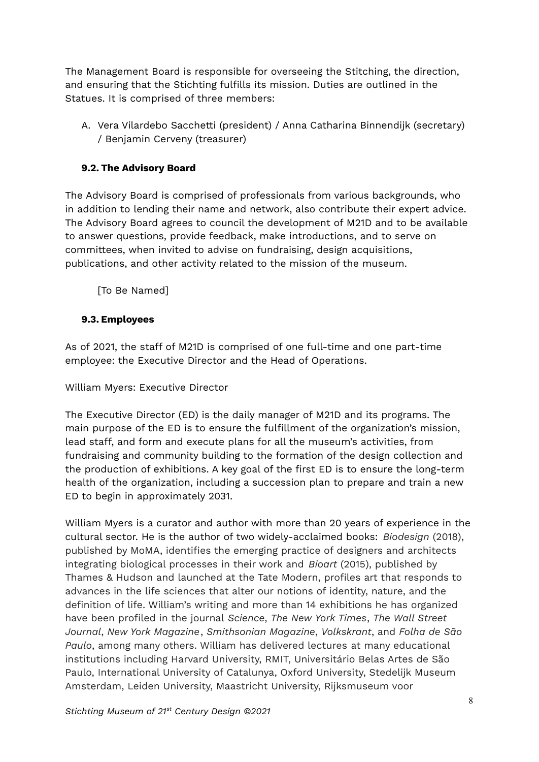The Management Board is responsible for overseeing the Stitching, the direction, and ensuring that the Stichting fulfills its mission. Duties are outlined in the Statues. It is comprised of three members:

A. Vera Vilardebo Sacchetti (president) / Anna Catharina Binnendijk (secretary) / Benjamin Cerveny (treasurer)

### 9.2. The Advisory Board

The Advisory Board is comprised of professionals from various backgrounds, who in addition to lending their name and network, also contribute their expert advice. The Advisory Board agrees to council the development of M21D and to be available to answer questions, provide feedback, make introductions, and to serve on committees, when invited to advise on fundraising, design acquisitions, publications, and other activity related to the mission of the museum.

[To Be Named]

### 9.3. Employees

As of 2021, the staff of M21D is comprised of one full-time and one part-time employee: the Executive Director and the Head of Operations.

William Myers: Executive Director

The Executive Director (ED) is the daily manager of M21D and its programs. The main purpose of the ED is to ensure the fulfillment of the organization's mission, lead staff, and form and execute plans for all the museum's activities, from fundraising and community building to the formation of the design collection and the production of exhibitions. A key goal of the first ED is to ensure the long-term health of the organization, including a succession plan to prepare and train a new ED to begin in approximately 2031.

William Myers is a curator and author with more than 20 years of experience in the cultural sector. He is the author of two widely-acclaimed books: *Biodesign* (2018), published by MoMA, identifies the emerging practice of designers and architects integrating biological processes in their work and *Bioart* (2015), published by Thames & Hudson and launched at the Tate Modern, profiles art that responds to advances in the life sciences that alter our notions of identity, nature, and the definition of life. William's writing and more than 14 exhibitions he has organized have been profiled in the journal *Science*, *The New York Times*, *The Wall Street Journal*, *New York Magazine*, *Smithsonian Magazine*, *Volkskrant*, and *Folha de São Paulo*, among many others. William has delivered lectures at many educational institutions including Harvard University, RMIT, Universitário Belas Artes de São Paulo, International University of Catalunya, Oxford University, Stedelijk Museum Amsterdam, Leiden University, Maastricht University, Rijksmuseum voor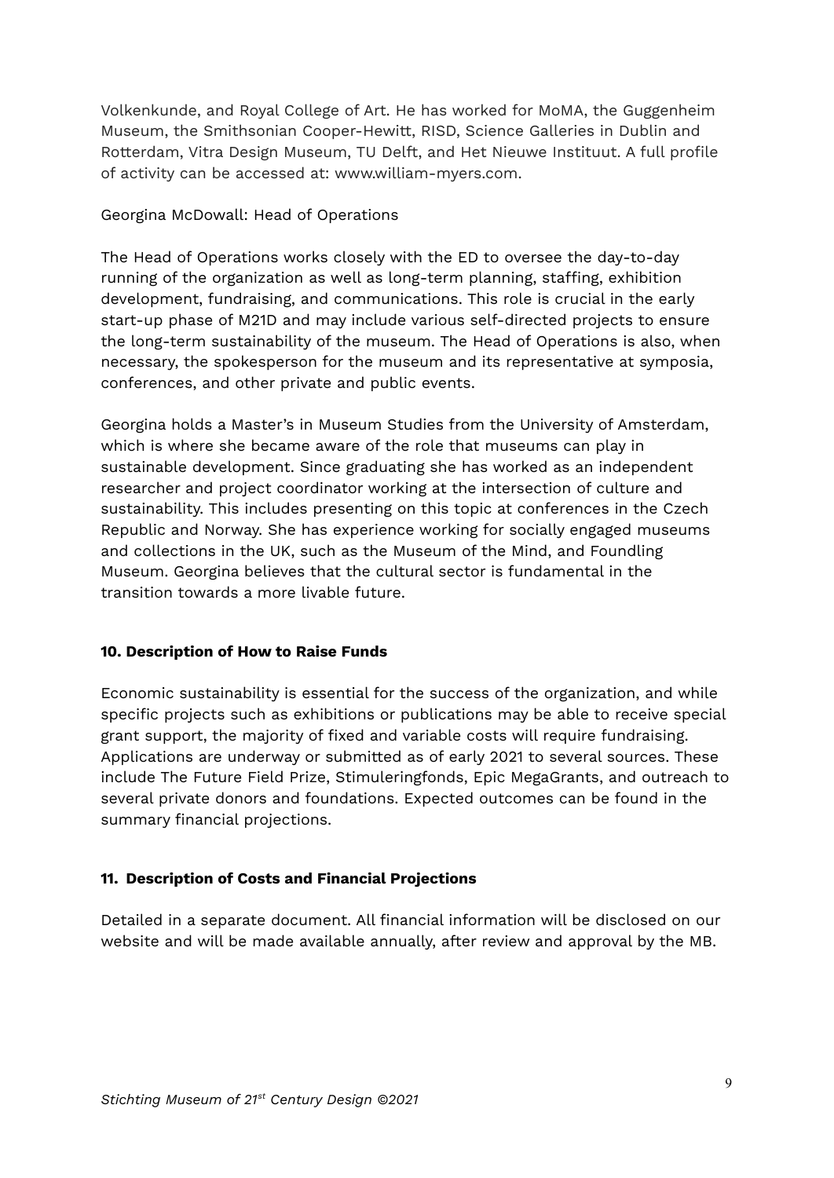Volkenkunde, and Royal College of Art. He has worked for MoMA, the Guggenheim Museum, the Smithsonian Cooper-Hewitt, RISD, Science Galleries in Dublin and Rotterdam, Vitra Design Museum, TU Delft, and Het Nieuwe Instituut. A full profile of activity can be accessed at: www.william-myers.com.

Georgina McDowall: Head of Operations

The Head of Operations works closely with the ED to oversee the day-to-day running of the organization as well as long-term planning, staffing, exhibition development, fundraising, and communications. This role is crucial in the early start-up phase of M21D and may include various self-directed projects to ensure the long-term sustainability of the museum. The Head of Operations is also, when necessary, the spokesperson for the museum and its representative at symposia, conferences, and other private and public events.

Georgina holds a Master's in Museum Studies from the University of Amsterdam, which is where she became aware of the role that museums can play in sustainable development. Since graduating she has worked as an independent researcher and project coordinator working at the intersection of culture and sustainability. This includes presenting on this topic at conferences in the Czech Republic and Norway. She has experience working for socially engaged museums and collections in the UK, such as the Museum of the Mind, and Foundling Museum. Georgina believes that the cultural sector is fundamental in the transition towards a more livable future.

**10. Description of How to Raise Funds**

Economic sustainability is essential for the success of the organization, and while specific projects such as exhibitions or publications may be able to receive special grant support, the majority of fixed and variable costs will require fundraising. Applications are underway or submitted as of early 2021 to several sources. These include The Future Field Prize, Stimuleringfonds, Epic MegaGrants, and outreach to several private donors and foundations. Expected outcomes can be found in the summary financial projections.

**11. Description of Costs and Financial Projections**

Detailed in a separate document. All financial information will be disclosed on our website and will be made available annually, after review and approval by the MB.